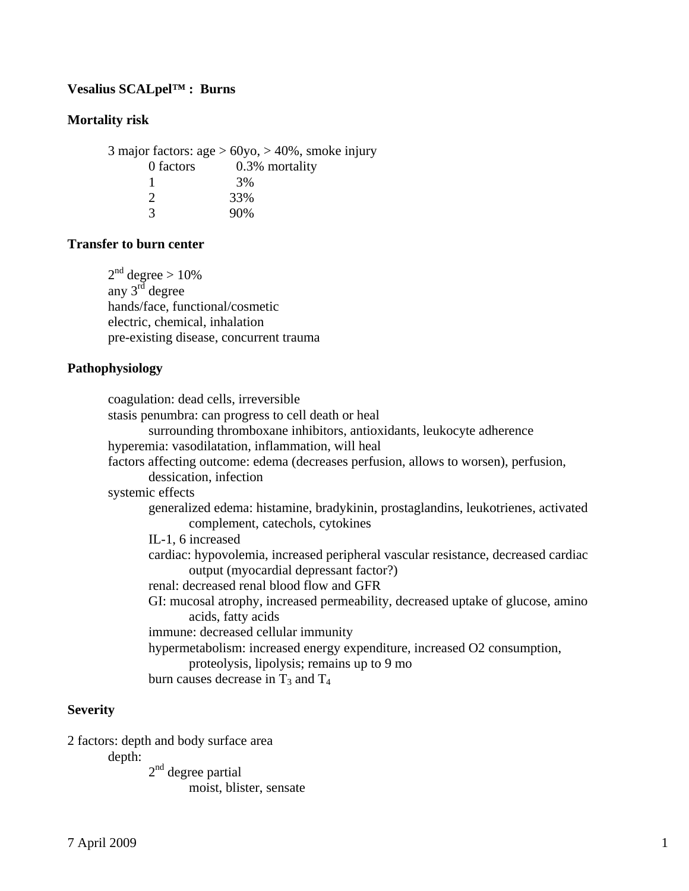**Vesalius SCALpel™ : Burns**

**Mortality risk**

3 major factors: age > 60yo, > 40%, smoke injury

| factors | mortality |
|---|---|
| 0 factors | 0.3% mortality |
| 1 | 3% |
| 2 | 33% |
| 3 | 90% |

**Transfer to burn center**

- 2nd degree > 10%
- any 3rd degree
- hands/face, functional/cosmetic
- electric, chemical, inhalation
- pre-existing disease, concurrent trauma

**Pathophysiology**

- coagulation: dead cells, irreversible
- stasis penumbra: can progress to cell death or heal
  - surrounding thromboxane inhibitors, antioxidants, leukocyte adherence
- hyperemia: vasodilatation, inflammation, will heal
- factors affecting outcome: edema (decreases perfusion, allows to worsen), perfusion, dessication, infection
- systemic effects
  - generalized edema: histamine, bradykinin, prostaglandins, leukotrienes, activated complement, catechols, cytokines
  - IL-1, 6 increased
  - cardiac: hypovolemia, increased peripheral vascular resistance, decreased cardiac output (myocardial depressant factor?)
  - renal: decreased renal blood flow and GFR
  - GI: mucosal atrophy, increased permeability, decreased uptake of glucose, amino acids, fatty acids
  - immune: decreased cellular immunity
  - hypermetabolism: increased energy expenditure, increased O2 consumption, proteolysis, lipolysis; remains up to 9 mo
  - burn causes decrease in $T_3$ and $T_4$

**Severity**

2 factors: depth and body surface area

- depth:
  - 2nd degree partial
    - moist, blister, sensate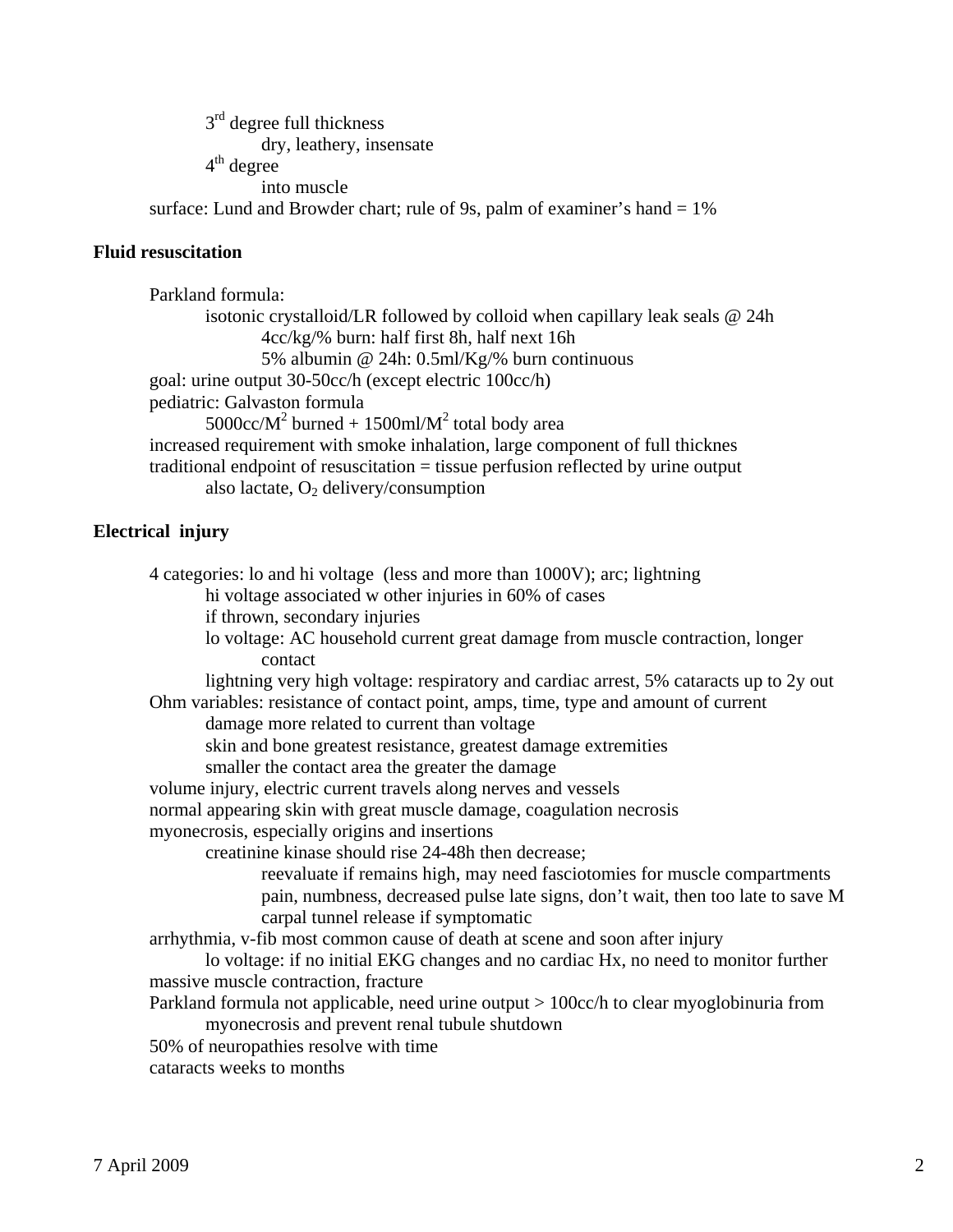- 3rd degree full thickness
  - dry, leathery, insensate
- 4th degree
  - into muscle

surface: Lund and Browder chart; rule of 9s, palm of examiner's hand = 1%

**Fluid resuscitation**

Parkland formula:
- isotonic crystalloid/LR followed by colloid when capillary leak seals @ 24h
  - 4cc/kg/% burn: half first 8h, half next 16h
  - 5% albumin @ 24h: 0.5ml/Kg/% burn continuous

goal: urine output 30-50cc/h (except electric 100cc/h)

pediatric: Galvaston formula
- $5000cc/M^2$ burned + $1500ml/M^2$ total body area

increased requirement with smoke inhalation, large component of full thicknes

traditional endpoint of resuscitation = tissue perfusion reflected by urine output
- also lactate, $O_2$ delivery/consumption

**Electrical injury**

4 categories: lo and hi voltage (less and more than 1000V); arc; lightning
- hi voltage associated w other injuries in 60% of cases
- if thrown, secondary injuries
- lo voltage: AC household current great damage from muscle contraction, longer contact
- lightning very high voltage: respiratory and cardiac arrest, 5% cataracts up to 2y out

Ohm variables: resistance of contact point, amps, time, type and amount of current
- damage more related to current than voltage
- skin and bone greatest resistance, greatest damage extremities
- smaller the contact area the greater the damage

volume injury, electric current travels along nerves and vessels

normal appearing skin with great muscle damage, coagulation necrosis

myonecrosis, especially origins and insertions
- creatinine kinase should rise 24-48h then decrease;
  - reevaluate if remains high, may need fasciotomies for muscle compartments
  - pain, numbness, decreased pulse late signs, don't wait, then too late to save M
  - carpal tunnel release if symptomatic

arrhythmia, v-fib most common cause of death at scene and soon after injury
- lo voltage: if no initial EKG changes and no cardiac Hx, no need to monitor further

massive muscle contraction, fracture

Parkland formula not applicable, need urine output > 100cc/h to clear myoglobinuria from myonecrosis and prevent renal tubule shutdown

50% of neuropathies resolve with time

cataracts weeks to months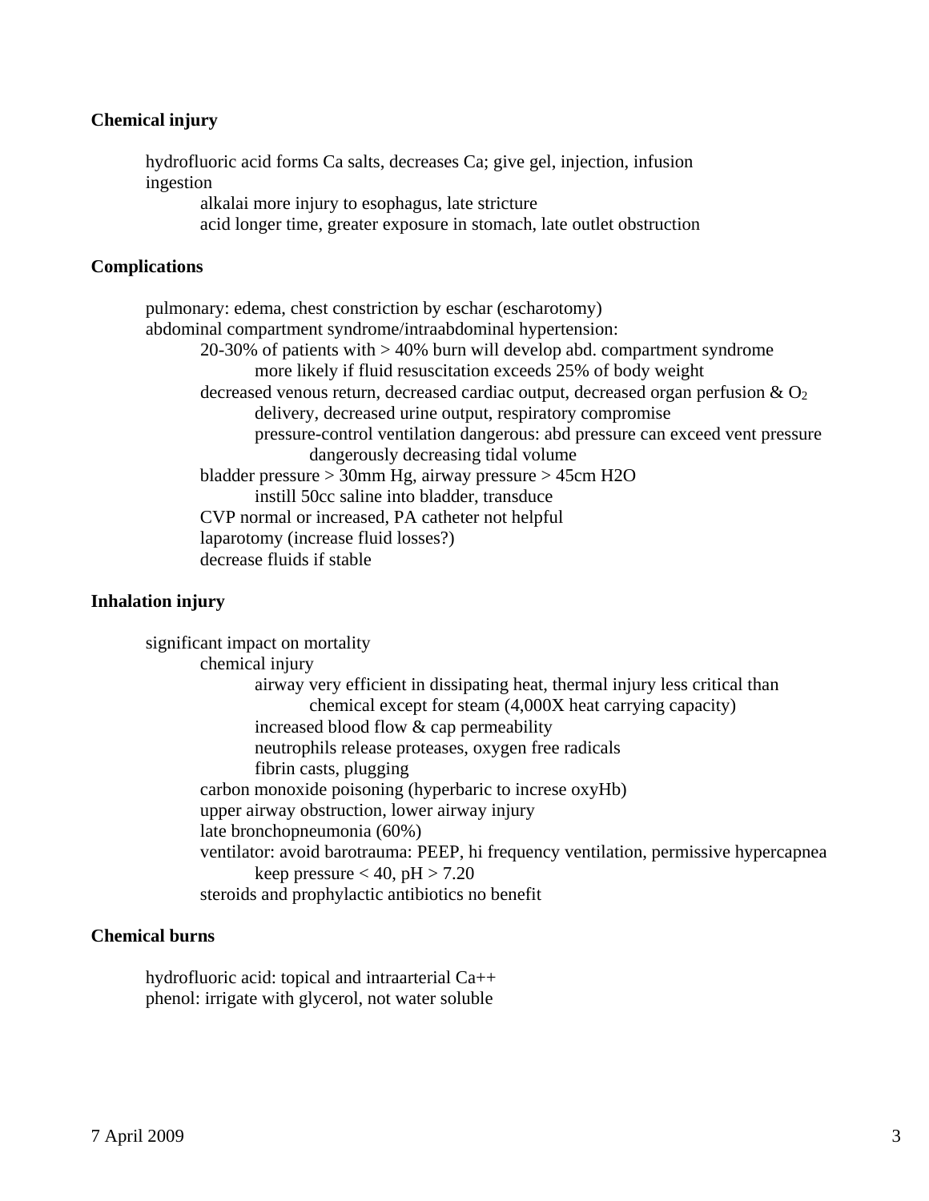**Chemical injury**

- hydrofluoric acid forms Ca salts, decreases Ca; give gel, injection, infusion
- ingestion
  - alkalai more injury to esophagus, late stricture
  - acid longer time, greater exposure in stomach, late outlet obstruction

**Complications**

- pulmonary: edema, chest constriction by eschar (escharotomy)
- abdominal compartment syndrome/intraabdominal hypertension:
  - 20-30% of patients with > 40% burn will develop abd. compartment syndrome
    - more likely if fluid resuscitation exceeds 25% of body weight
  - decreased venous return, decreased cardiac output, decreased organ perfusion & $O_2$ delivery, decreased urine output, respiratory compromise
    - pressure-control ventilation dangerous: abd pressure can exceed vent pressure
      - dangerously decreasing tidal volume
  - bladder pressure > 30mm Hg, airway pressure > 45cm H2O
    - instill 50cc saline into bladder, transduce
  - CVP normal or increased, PA catheter not helpful
  - laparotomy (increase fluid losses?)
  - decrease fluids if stable

**Inhalation injury**

- significant impact on mortality
  - chemical injury
    - airway very efficient in dissipating heat, thermal injury less critical than
      - chemical except for steam (4,000X heat carrying capacity)
    - increased blood flow & cap permeability
    - neutrophils release proteases, oxygen free radicals
    - fibrin casts, plugging
  - carbon monoxide poisoning (hyperbaric to increse oxyHb)
  - upper airway obstruction, lower airway injury
  - late bronchopneumonia (60%)
  - ventilator: avoid barotrauma: PEEP, hi frequency ventilation, permissive hypercapnea
    - keep pressure < 40, pH > 7.20
  - steroids and prophylactic antibiotics no benefit

**Chemical burns**

- hydrofluoric acid: topical and intraarterial Ca++
- phenol: irrigate with glycerol, not water soluble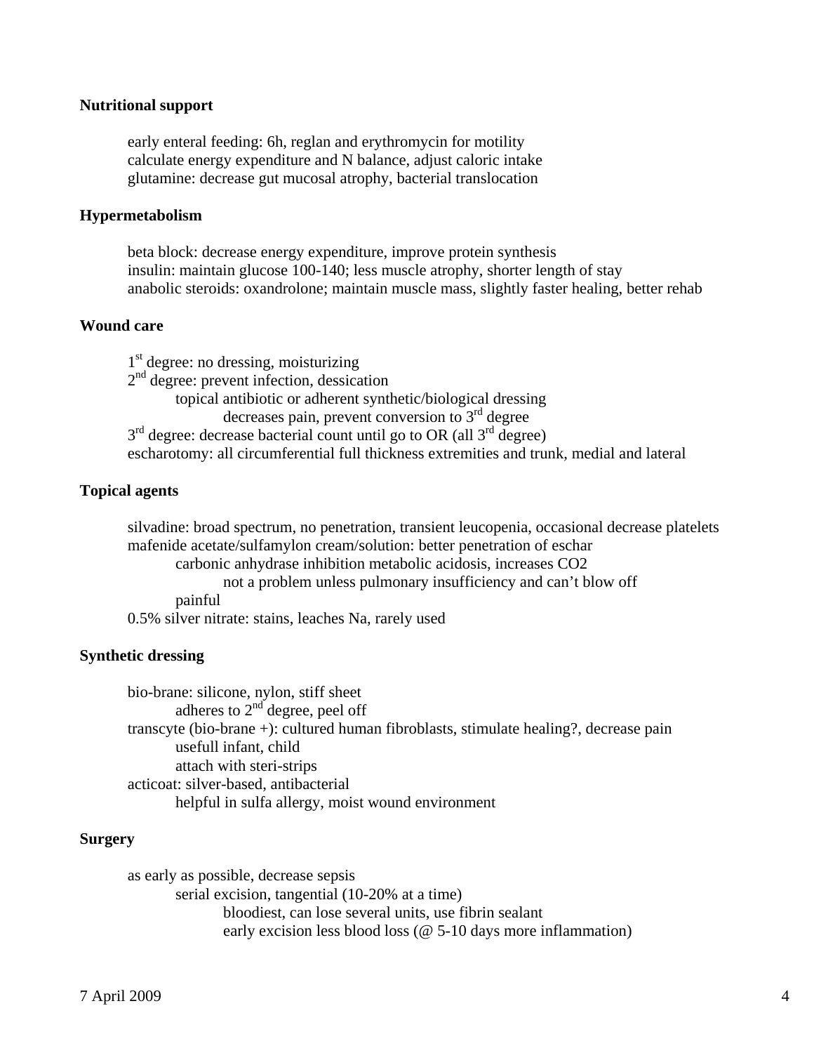**Nutritional support**

- early enteral feeding: 6h, reglan and erythromycin for motility
- calculate energy expenditure and N balance, adjust caloric intake
- glutamine: decrease gut mucosal atrophy, bacterial translocation

**Hypermetabolism**

- beta block: decrease energy expenditure, improve protein synthesis
- insulin: maintain glucose 100-140; less muscle atrophy, shorter length of stay
- anabolic steroids: oxandrolone; maintain muscle mass, slightly faster healing, better rehab

**Wound care**

- 1st degree: no dressing, moisturizing
- 2nd degree: prevent infection, dessication
    - topical antibiotic or adherent synthetic/biological dressing
        - decreases pain, prevent conversion to 3rd degree
- 3rd degree: decrease bacterial count until go to OR (all 3rd degree)
- escharotomy: all circumferential full thickness extremities and trunk, medial and lateral

**Topical agents**

- silvadine: broad spectrum, no penetration, transient leucopenia, occasional decrease platelets
- mafenide acetate/sulfamylon cream/solution: better penetration of eschar
    - carbonic anhydrase inhibition metabolic acidosis, increases $CO_2$
        - not a problem unless pulmonary insufficiency and can't blow off
    - painful
- 0.5% silver nitrate: stains, leaches Na, rarely used

**Synthetic dressing**

- bio-brane: silicone, nylon, stiff sheet
    - adheres to 2nd degree, peel off
- transcyte (bio-brane +): cultured human fibroblasts, stimulate healing?, decrease pain
    - usefull infant, child
    - attach with steri-strips
- acticoat: silver-based, antibacterial
    - helpful in sulfa allergy, moist wound environment

**Surgery**

- as early as possible, decrease sepsis
    - serial excision, tangential (10-20% at a time)
        - bloodiest, can lose several units, use fibrin sealant
        - early excision less blood loss (@ 5-10 days more inflammation)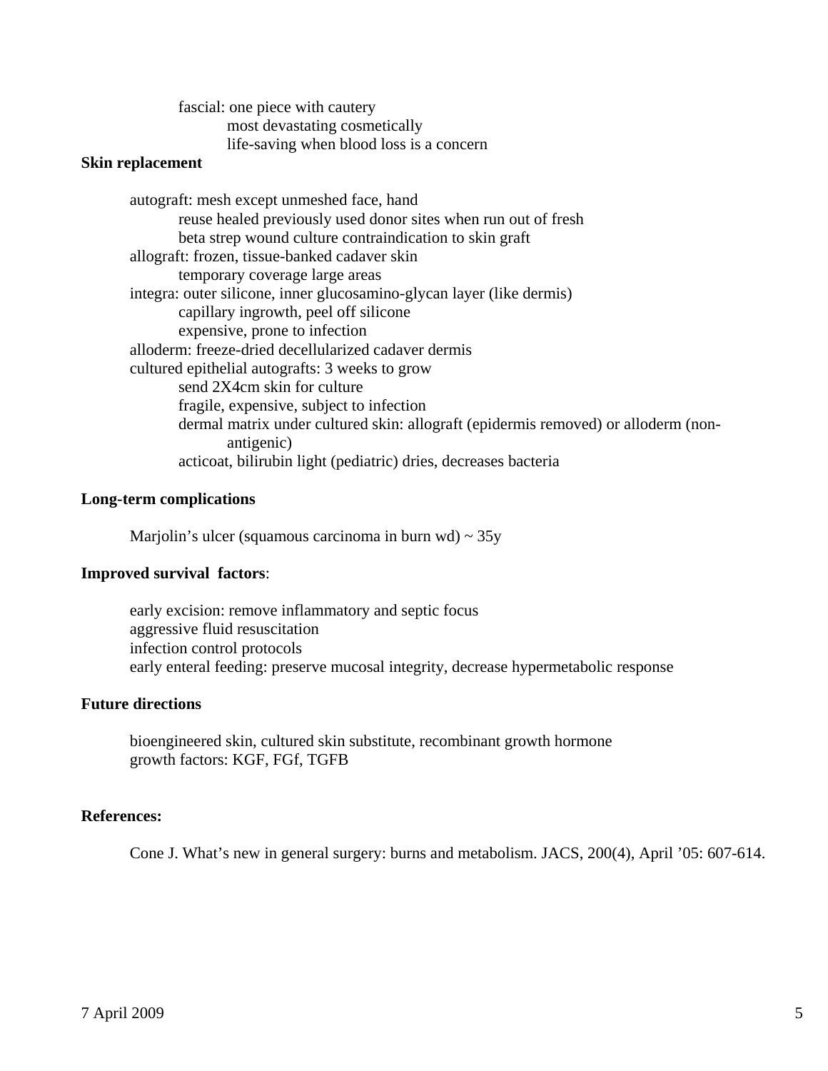- fascial: one piece with cautery
    - most devastating cosmetically
    - life-saving when blood loss is a concern

**Skin replacement**

- autograft: mesh except unmeshed face, hand
  - reuse healed previously used donor sites when run out of fresh
  - beta strep wound culture contraindication to skin graft
- allograft: frozen, tissue-banked cadaver skin
  - temporary coverage large areas
- integra: outer silicone, inner glucosamino-glycan layer (like dermis)
  - capillary ingrowth, peel off silicone
  - expensive, prone to infection
- alloderm: freeze-dried decellularized cadaver dermis
- cultured epithelial autografts: 3 weeks to grow
  - send 2X4cm skin for culture
  - fragile, expensive, subject to infection
  - dermal matrix under cultured skin: allograft (epidermis removed) or alloderm (non-antigenic)
  - acticoat, bilirubin light (pediatric) dries, decreases bacteria

**Long-term complications**

Marjolin's ulcer (squamous carcinoma in burn wd) ~ 35y

**Improved survival factors**:

- early excision: remove inflammatory and septic focus
- aggressive fluid resuscitation
- infection control protocols
- early enteral feeding: preserve mucosal integrity, decrease hypermetabolic response

**Future directions**

- bioengineered skin, cultured skin substitute, recombinant growth hormone
- growth factors: KGF, FGf, TGFB

**References:**

Cone J. What's new in general surgery: burns and metabolism. JACS, 200(4), April '05: 607-614.